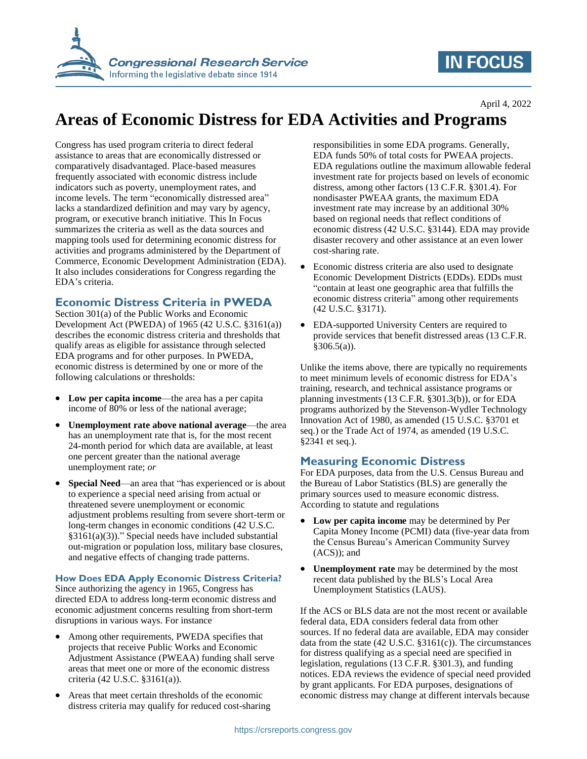April 4, 2022

# Areas of Economic Distress for EDA Activities and Programs

Congress has used program criteria to direct federal assistance to areas that are economically distressed or comparatively disadvantaged. Place-based measures frequently associated with economic distress include indicators such as poverty, unemployment rates, and income levels. The term "economically distressed area" lacks a standardized definition and may vary by agency, program, or executive branch initiative. This In Focus summarizes the criteria as well as the data sources and mapping tools used for determining economic distress for activities and programs administered by the Department of Commerce, Economic Development Administration (EDA). It also includes considerations for Congress regarding the EDA's criteria.

## Economic Distress Criteria in PWEDA

Section 301(a) of the Public Works and Economic Development Act (PWEDA) of 1965 (42 U.S.C. §3161(a)) describes the economic distress criteria and thresholds that qualify areas as eligible for assistance through selected EDA programs and for other purposes. In PWEDA, economic distress is determined by one or more of the following calculations or thresholds:

- **Low per capita income**—the area has a per capita income of 80% or less of the national average;
- **Unemployment rate above national average**—the area has an unemployment rate that is, for the most recent 24-month period for which data are available, at least one percent greater than the national average unemployment rate; *or*
- **Special Need**—an area that "has experienced or is about to experience a special need arising from actual or threatened severe unemployment or economic adjustment problems resulting from severe short-term or long-term changes in economic conditions (42 U.S.C. §3161(a)(3))." Special needs have included substantial out-migration or population loss, military base closures, and negative effects of changing trade patterns.

### How Does EDA Apply Economic Distress Criteria?

Since authorizing the agency in 1965, Congress has directed EDA to address long-term economic distress and economic adjustment concerns resulting from short-term disruptions in various ways. For instance

- Among other requirements, PWEDA specifies that projects that receive Public Works and Economic Adjustment Assistance (PWEAA) funding shall serve areas that meet one or more of the economic distress criteria (42 U.S.C. §3161(a)).
- Areas that meet certain thresholds of the economic distress criteria may qualify for reduced cost-sharing responsibilities in some EDA programs. Generally, EDA funds 50% of total costs for PWEAA projects. EDA regulations outline the maximum allowable federal investment rate for projects based on levels of economic distress, among other factors (13 C.F.R. §301.4). For nondisaster PWEAA grants, the maximum EDA investment rate may increase by an additional 30% based on regional needs that reflect conditions of economic distress (42 U.S.C. §3144). EDA may provide disaster recovery and other assistance at an even lower cost-sharing rate.
- Economic distress criteria are also used to designate Economic Development Districts (EDDs). EDDs must "contain at least one geographic area that fulfills the economic distress criteria" among other requirements (42 U.S.C. §3171).
- EDA-supported University Centers are required to provide services that benefit distressed areas (13 C.F.R. §306.5(a)).

Unlike the items above, there are typically no requirements to meet minimum levels of economic distress for EDA's training, research, and technical assistance programs or planning investments (13 C.F.R. §301.3(b)), or for EDA programs authorized by the Stevenson-Wydler Technology Innovation Act of 1980, as amended (15 U.S.C. §3701 et seq.) or the Trade Act of 1974, as amended (19 U.S.C. §2341 et seq.).

## Measuring Economic Distress

For EDA purposes, data from the U.S. Census Bureau and the Bureau of Labor Statistics (BLS) are generally the primary sources used to measure economic distress. According to statute and regulations

- **Low per capita income** may be determined by Per Capita Money Income (PCMI) data (five-year data from the Census Bureau's American Community Survey (ACS)); and
- **Unemployment rate** may be determined by the most recent data published by the BLS's Local Area Unemployment Statistics (LAUS).

If the ACS or BLS data are not the most recent or available federal data, EDA considers federal data from other sources. If no federal data are available, EDA may consider data from the state (42 U.S.C. §3161(c)). The circumstances for distress qualifying as a special need are specified in legislation, regulations (13 C.F.R. §301.3), and funding notices. EDA reviews the evidence of special need provided by grant applicants. For EDA purposes, designations of economic distress may change at different intervals because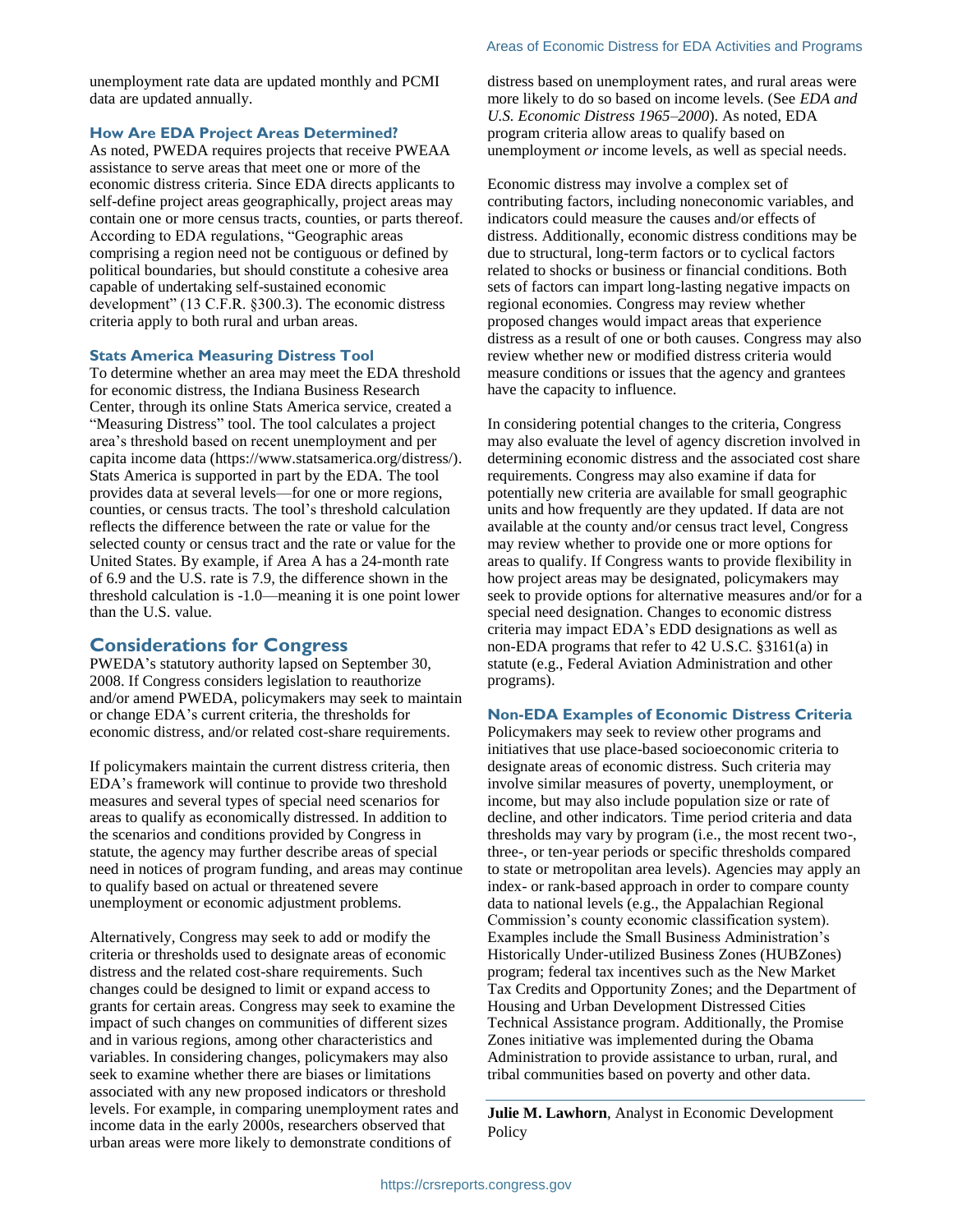unemployment rate data are updated monthly and PCMI data are updated annually.

### How Are EDA Project Areas Determined?

As noted, PWEDA requires projects that receive PWEAA assistance to serve areas that meet one or more of the economic distress criteria. Since EDA directs applicants to self-define project areas geographically, project areas may contain one or more census tracts, counties, or parts thereof. According to EDA regulations, "Geographic areas comprising a region need not be contiguous or defined by political boundaries, but should constitute a cohesive area capable of undertaking self-sustained economic development" (13 C.F.R. §300.3). The economic distress criteria apply to both rural and urban areas.

### Stats America Measuring Distress Tool

To determine whether an area may meet the EDA threshold for economic distress, the Indiana Business Research Center, through its online Stats America service, created a "Measuring Distress" tool. The tool calculates a project area's threshold based on recent unemployment and per capita income data (https://www.statsamerica.org/distress/). Stats America is supported in part by the EDA. The tool provides data at several levels—for one or more regions, counties, or census tracts. The tool's threshold calculation reflects the difference between the rate or value for the selected county or census tract and the rate or value for the United States. By example, if Area A has a 24-month rate of 6.9 and the U.S. rate is 7.9, the difference shown in the threshold calculation is -1.0—meaning it is one point lower than the U.S. value.

## Considerations for Congress

PWEDA's statutory authority lapsed on September 30, 2008. If Congress considers legislation to reauthorize and/or amend PWEDA, policymakers may seek to maintain or change EDA's current criteria, the thresholds for economic distress, and/or related cost-share requirements.

If policymakers maintain the current distress criteria, then EDA's framework will continue to provide two threshold measures and several types of special need scenarios for areas to qualify as economically distressed. In addition to the scenarios and conditions provided by Congress in statute, the agency may further describe areas of special need in notices of program funding, and areas may continue to qualify based on actual or threatened severe unemployment or economic adjustment problems.

Alternatively, Congress may seek to add or modify the criteria or thresholds used to designate areas of economic distress and the related cost-share requirements. Such changes could be designed to limit or expand access to grants for certain areas. Congress may seek to examine the impact of such changes on communities of different sizes and in various regions, among other characteristics and variables. In considering changes, policymakers may also seek to examine whether there are biases or limitations associated with any new proposed indicators or threshold levels. For example, in comparing unemployment rates and income data in the early 2000s, researchers observed that urban areas were more likely to demonstrate conditions of distress based on unemployment rates, and rural areas were more likely to do so based on income levels. (See *EDA and U.S. Economic Distress 1965–2000*). As noted, EDA program criteria allow areas to qualify based on unemployment *or* income levels, as well as special needs.

Economic distress may involve a complex set of contributing factors, including noneconomic variables, and indicators could measure the causes and/or effects of distress. Additionally, economic distress conditions may be due to structural, long-term factors or to cyclical factors related to shocks or business or financial conditions. Both sets of factors can impart long-lasting negative impacts on regional economies. Congress may review whether proposed changes would impact areas that experience distress as a result of one or both causes. Congress may also review whether new or modified distress criteria would measure conditions or issues that the agency and grantees have the capacity to influence.

In considering potential changes to the criteria, Congress may also evaluate the level of agency discretion involved in determining economic distress and the associated cost share requirements. Congress may also examine if data for potentially new criteria are available for small geographic units and how frequently are they updated. If data are not available at the county and/or census tract level, Congress may review whether to provide one or more options for areas to qualify. If Congress wants to provide flexibility in how project areas may be designated, policymakers may seek to provide options for alternative measures and/or for a special need designation. Changes to economic distress criteria may impact EDA's EDD designations as well as non-EDA programs that refer to 42 U.S.C. §3161(a) in statute (e.g., Federal Aviation Administration and other programs).

### Non-EDA Examples of Economic Distress Criteria

Policymakers may seek to review other programs and initiatives that use place-based socioeconomic criteria to designate areas of economic distress. Such criteria may involve similar measures of poverty, unemployment, or income, but may also include population size or rate of decline, and other indicators. Time period criteria and data thresholds may vary by program (i.e., the most recent two-, three-, or ten-year periods or specific thresholds compared to state or metropolitan area levels). Agencies may apply an index- or rank-based approach in order to compare county data to national levels (e.g., the Appalachian Regional Commission's county economic classification system). Examples include the Small Business Administration's Historically Under-utilized Business Zones (HUBZones) program; federal tax incentives such as the New Market Tax Credits and Opportunity Zones; and the Department of Housing and Urban Development Distressed Cities Technical Assistance program. Additionally, the Promise Zones initiative was implemented during the Obama Administration to provide assistance to urban, rural, and tribal communities based on poverty and other data.

---

**Julie M. Lawhorn**, Analyst in Economic Development Policy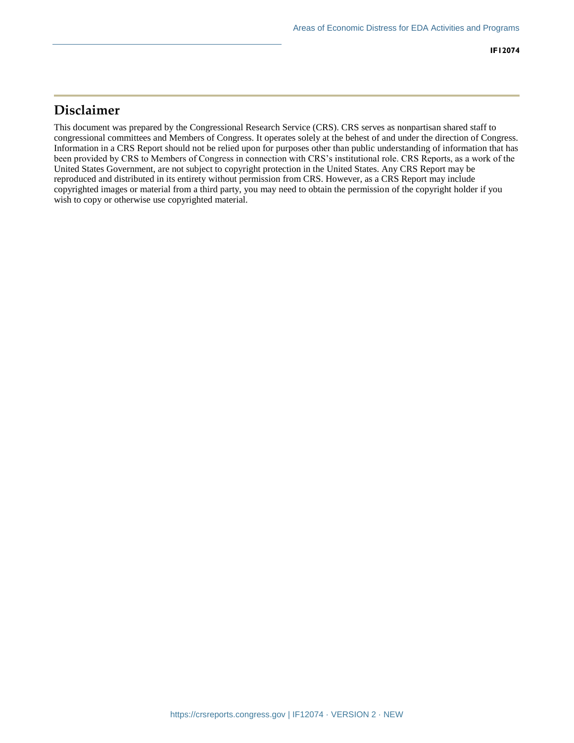## Disclaimer

This document was prepared by the Congressional Research Service (CRS). CRS serves as nonpartisan shared staff to congressional committees and Members of Congress. It operates solely at the behest of and under the direction of Congress. Information in a CRS Report should not be relied upon for purposes other than public understanding of information that has been provided by CRS to Members of Congress in connection with CRS's institutional role. CRS Reports, as a work of the United States Government, are not subject to copyright protection in the United States. Any CRS Report may be reproduced and distributed in its entirety without permission from CRS. However, as a CRS Report may include copyrighted images or material from a third party, you may need to obtain the permission of the copyright holder if you wish to copy or otherwise use copyrighted material.